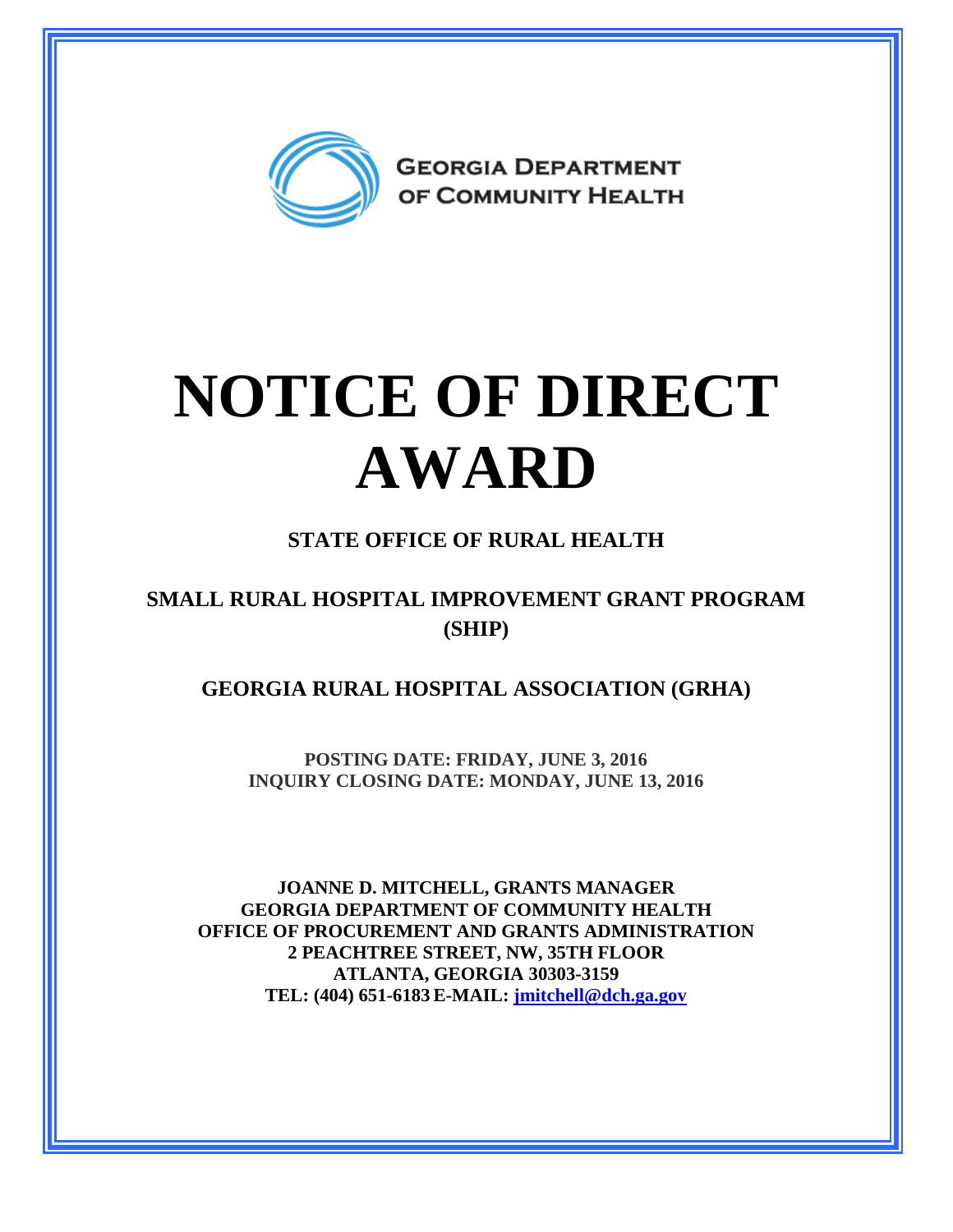GEORGIA DEPARTMENT OF COMMUNITY HEALTH

# NOTICE OF DIRECT AWARD

## STATE OFFICE OF RURAL HEALTH

## SMALL RURAL HOSPITAL IMPROVEMENT GRANT PROGRAM (SHIP)

## GEORGIA RURAL HOSPITAL ASSOCIATION (GRHA)

**POSTING DATE: FRIDAY, JUNE 3, 2016**
**INQUIRY CLOSING DATE: MONDAY, JUNE 13, 2016**

**JOANNE D. MITCHELL, GRANTS MANAGER**
**GEORGIA DEPARTMENT OF COMMUNITY HEALTH**
**OFFICE OF PROCUREMENT AND GRANTS ADMINISTRATION**
**2 PEACHTREE STREET, NW, 35TH FLOOR**
**ATLANTA, GEORGIA 30303-3159**
**TEL: (404) 651-6183 E-MAIL: jmitchell@dch.ga.gov**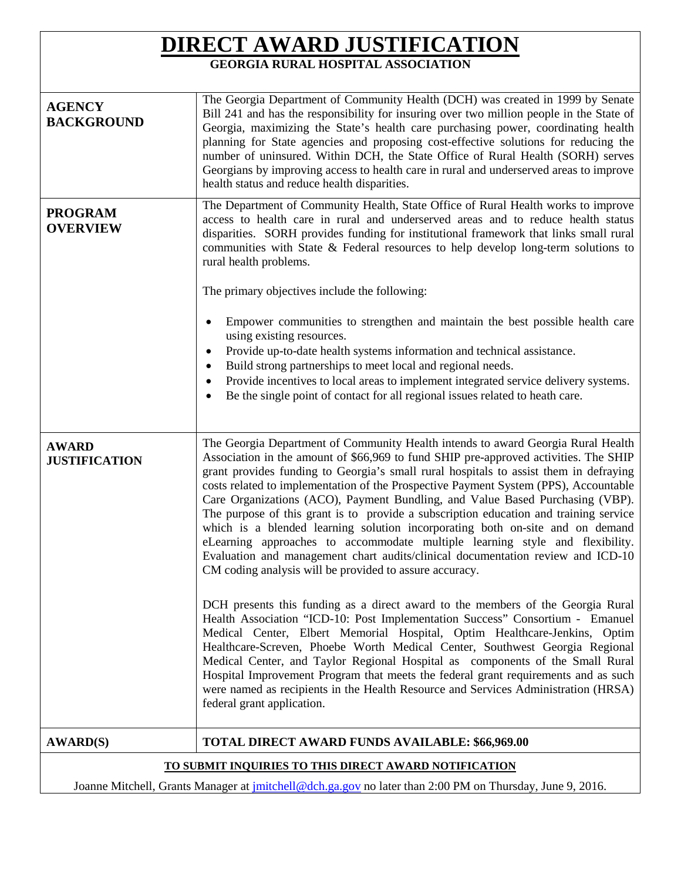# DIRECT AWARD JUSTIFICATION

**GEORGIA RURAL HOSPITAL ASSOCIATION**

| | |
|---|---|
| **AGENCY BACKGROUND** | The Georgia Department of Community Health (DCH) was created in 1999 by Senate Bill 241 and has the responsibility for insuring over two million people in the State of Georgia, maximizing the State's health care purchasing power, coordinating health planning for State agencies and proposing cost-effective solutions for reducing the number of uninsured. Within DCH, the State Office of Rural Health (SORH) serves Georgians by improving access to health care in rural and underserved areas to improve health status and reduce health disparities. |
| **PROGRAM OVERVIEW** | The Department of Community Health, State Office of Rural Health works to improve access to health care in rural and underserved areas and to reduce health status disparities. SORH provides funding for institutional framework that links small rural communities with State & Federal resources to help develop long-term solutions to rural health problems.<br><br>The primary objectives include the following:<br><br>• Empower communities to strengthen and maintain the best possible health care using existing resources.<br>• Provide up-to-date health systems information and technical assistance.<br>• Build strong partnerships to meet local and regional needs.<br>• Provide incentives to local areas to implement integrated service delivery systems.<br>• Be the single point of contact for all regional issues related to heath care. |
| **AWARD JUSTIFICATION** | The Georgia Department of Community Health intends to award Georgia Rural Health Association in the amount of $66,969 to fund SHIP pre-approved activities. The SHIP grant provides funding to Georgia's small rural hospitals to assist them in defraying costs related to implementation of the Prospective Payment System (PPS), Accountable Care Organizations (ACO), Payment Bundling, and Value Based Purchasing (VBP). The purpose of this grant is to provide a subscription education and training service which is a blended learning solution incorporating both on-site and on demand eLearning approaches to accommodate multiple learning style and flexibility. Evaluation and management chart audits/clinical documentation review and ICD-10 CM coding analysis will be provided to assure accuracy.<br><br>DCH presents this funding as a direct award to the members of the Georgia Rural Health Association "ICD-10: Post Implementation Success" Consortium - Emanuel Medical Center, Elbert Memorial Hospital, Optim Healthcare-Jenkins, Optim Healthcare-Screven, Phoebe Worth Medical Center, Southwest Georgia Regional Medical Center, and Taylor Regional Hospital as components of the Small Rural Hospital Improvement Program that meets the federal grant requirements and as such were named as recipients in the Health Resource and Services Administration (HRSA) federal grant application. |
| **AWARD(S)** | **TOTAL DIRECT AWARD FUNDS AVAILABLE: $66,969.00** |

**TO SUBMIT INQUIRIES TO THIS DIRECT AWARD NOTIFICATION**

Joanne Mitchell, Grants Manager at jmitchell@dch.ga.gov no later than 2:00 PM on Thursday, June 9, 2016.